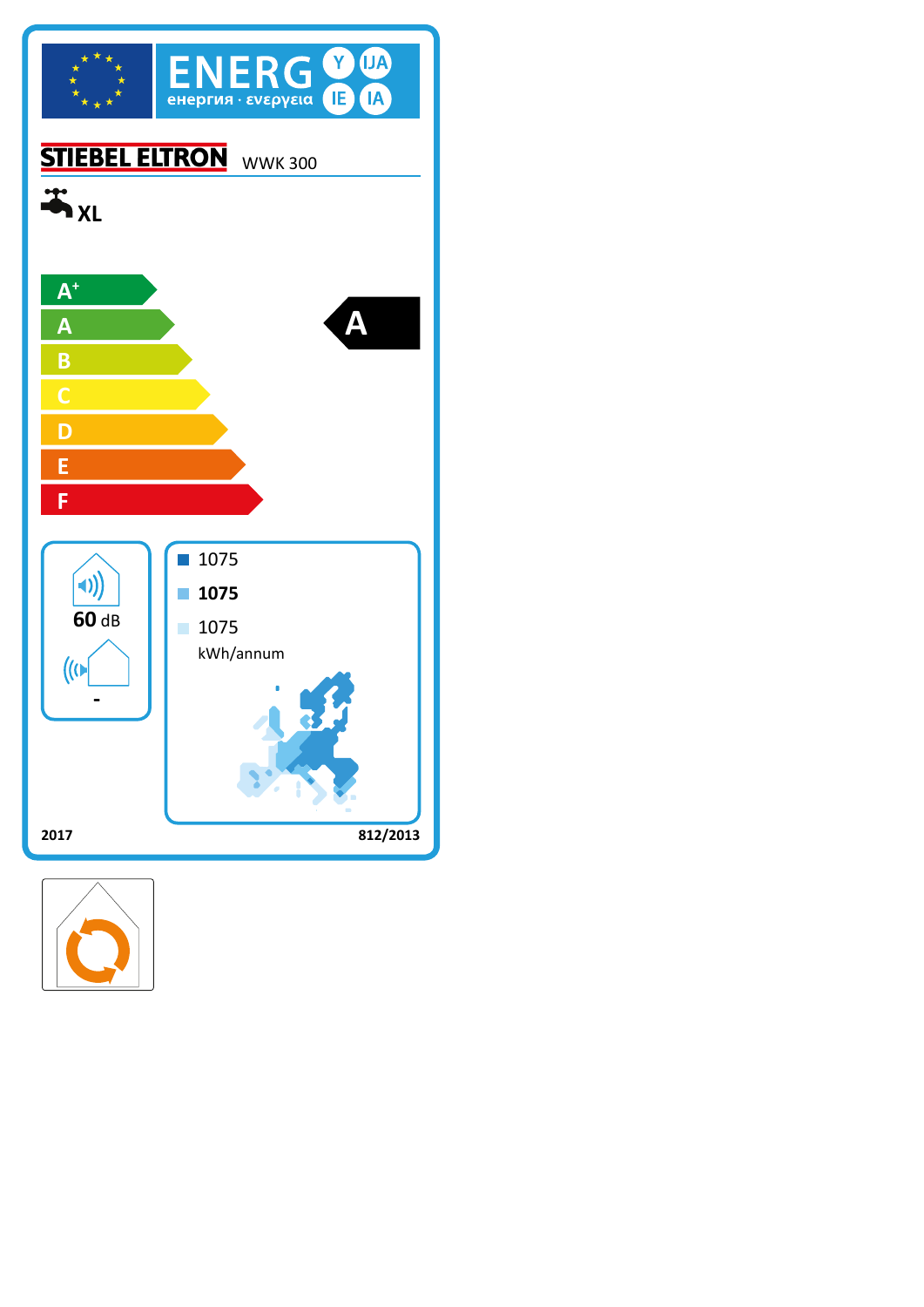ENERG Y IJA IE IA

енергия · ενεργεια

STIEBEL ELTRON WWK 300

XL

- A+
- A
- B
- C
- D
- E
- F

**A**

60 dB

-

- 1075
- **1075**
- 1075

kWh/annum

2017

812/2013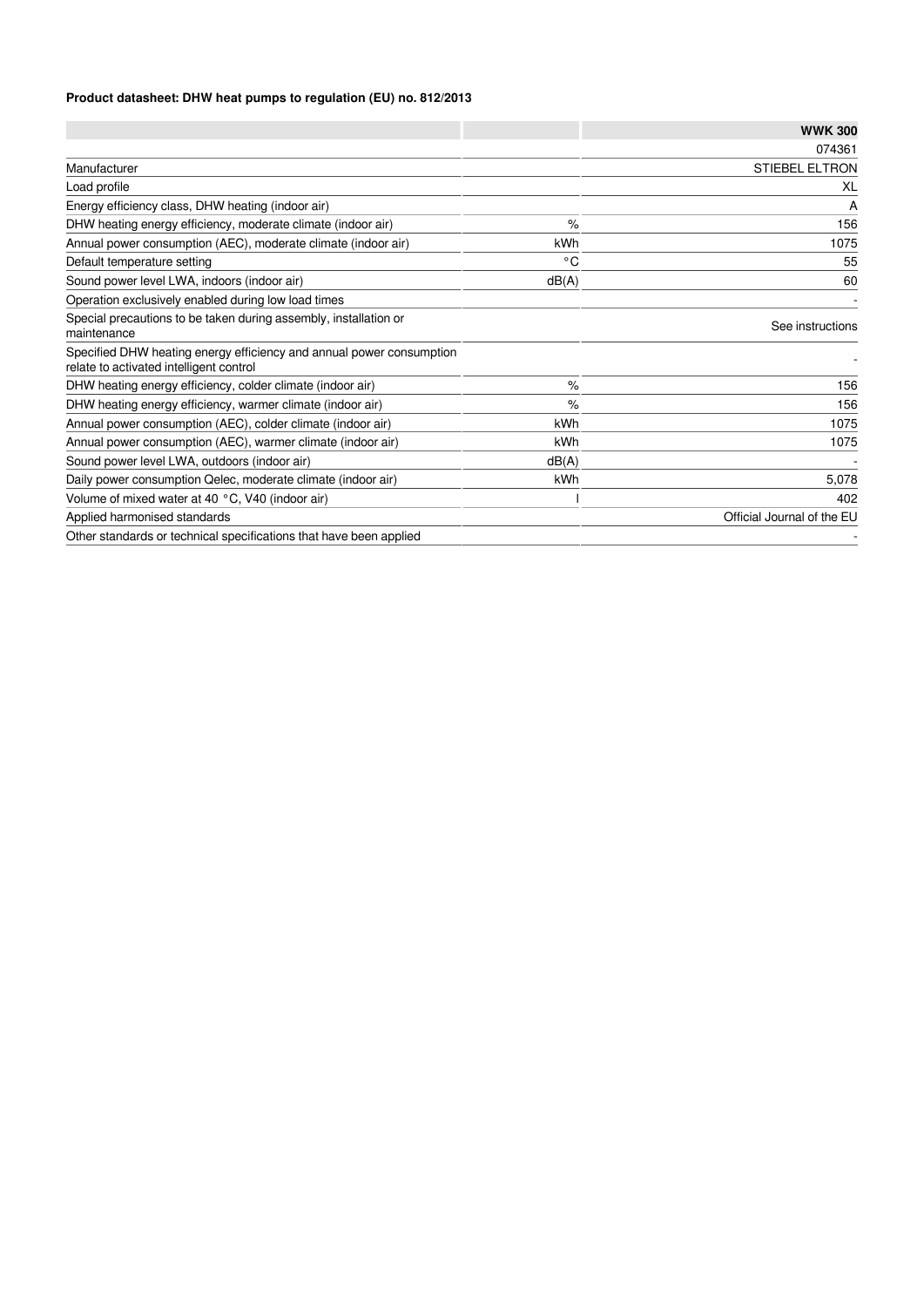**Product datasheet: DHW heat pumps to regulation (EU) no. 812/2013**

| | | WWK 300 |
|---|---|---|
| | | 074361 |
| Manufacturer | | STIEBEL ELTRON |
| Load profile | | XL |
| Energy efficiency class, DHW heating (indoor air) | | A |
| DHW heating energy efficiency, moderate climate (indoor air) | % | 156 |
| Annual power consumption (AEC), moderate climate (indoor air) | kWh | 1075 |
| Default temperature setting | °C | 55 |
| Sound power level LWA, indoors (indoor air) | dB(A) | 60 |
| Operation exclusively enabled during low load times | | - |
| Special precautions to be taken during assembly, installation or maintenance | | See instructions |
| Specified DHW heating energy efficiency and annual power consumption relate to activated intelligent control | | - |
| DHW heating energy efficiency, colder climate (indoor air) | % | 156 |
| DHW heating energy efficiency, warmer climate (indoor air) | % | 156 |
| Annual power consumption (AEC), colder climate (indoor air) | kWh | 1075 |
| Annual power consumption (AEC), warmer climate (indoor air) | kWh | 1075 |
| Sound power level LWA, outdoors (indoor air) | dB(A) | - |
| Daily power consumption Qelec, moderate climate (indoor air) | kWh | 5,078 |
| Volume of mixed water at 40 °C, V40 (indoor air) | l | 402 |
| Applied harmonised standards | | Official Journal of the EU |
| Other standards or technical specifications that have been applied | | - |